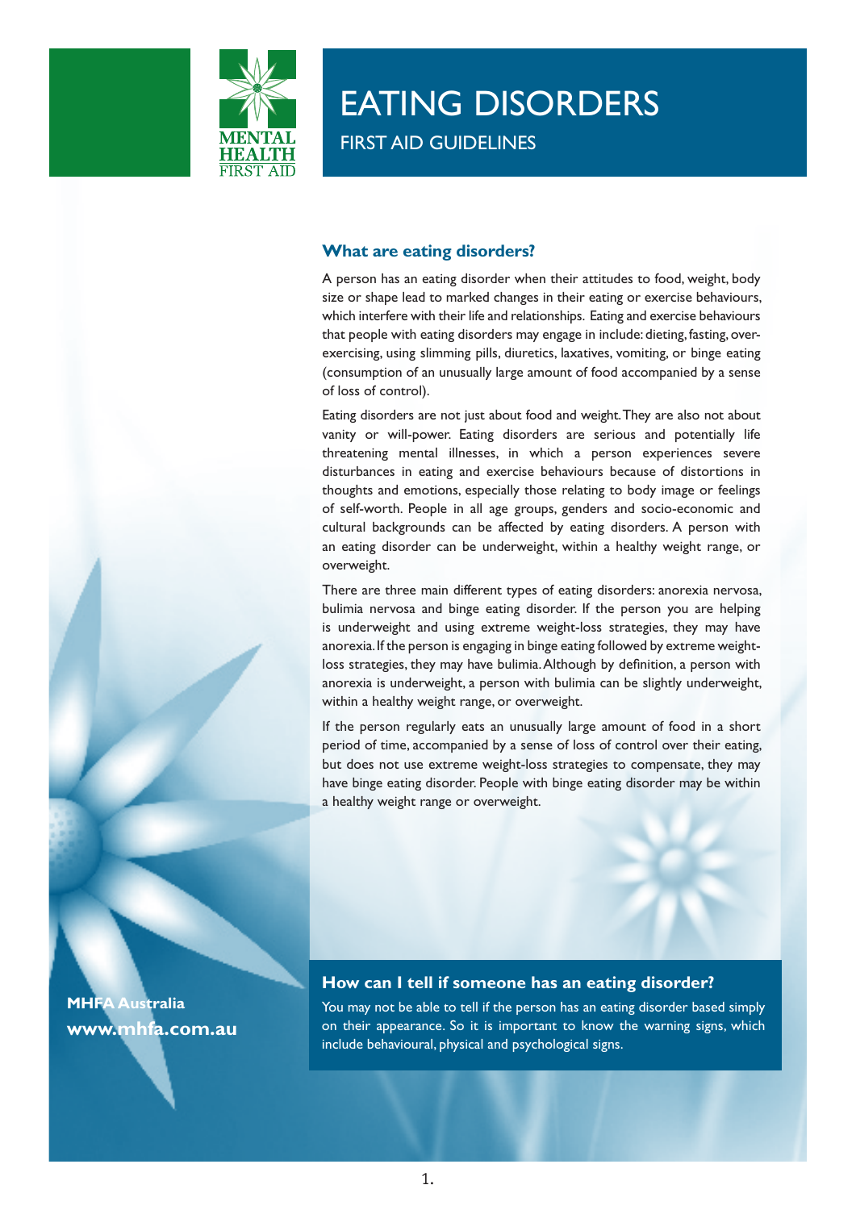# EATING DISORDERS

## FIRST AID GUIDELINES

### What are eating disorders?

A person has an eating disorder when their attitudes to food, weight, body size or shape lead to marked changes in their eating or exercise behaviours, which interfere with their life and relationships. Eating and exercise behaviours that people with eating disorders may engage in include: dieting, fasting, over-exercising, using slimming pills, diuretics, laxatives, vomiting, or binge eating (consumption of an unusually large amount of food accompanied by a sense of loss of control).

Eating disorders are not just about food and weight. They are also not about vanity or will-power. Eating disorders are serious and potentially life threatening mental illnesses, in which a person experiences severe disturbances in eating and exercise behaviours because of distortions in thoughts and emotions, especially those relating to body image or feelings of self-worth. People in all age groups, genders and socio-economic and cultural backgrounds can be affected by eating disorders. A person with an eating disorder can be underweight, within a healthy weight range, or overweight.

There are three main different types of eating disorders: anorexia nervosa, bulimia nervosa and binge eating disorder. If the person you are helping is underweight and using extreme weight-loss strategies, they may have anorexia. If the person is engaging in binge eating followed by extreme weight-loss strategies, they may have bulimia. Although by definition, a person with anorexia is underweight, a person with bulimia can be slightly underweight, within a healthy weight range, or overweight.

If the person regularly eats an unusually large amount of food in a short period of time, accompanied by a sense of loss of control over their eating, but does not use extreme weight-loss strategies to compensate, they may have binge eating disorder. People with binge eating disorder may be within a healthy weight range or overweight.

### How can I tell if someone has an eating disorder?

You may not be able to tell if the person has an eating disorder based simply on their appearance. So it is important to know the warning signs, which include behavioural, physical and psychological signs.

**MHFA Australia**
**www.mhfa.com.au**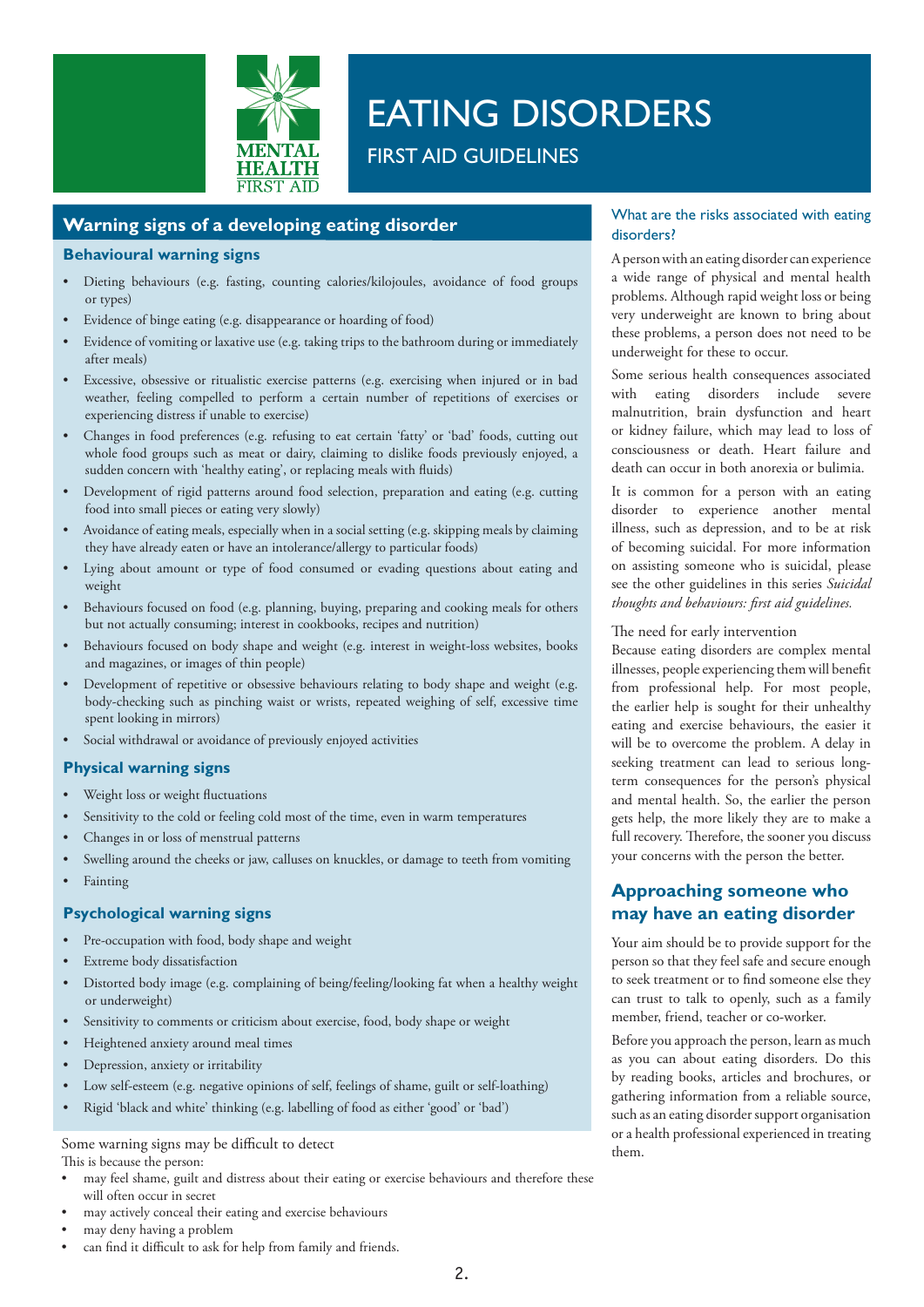# EATING DISORDERS

## FIRST AID GUIDELINES

## Warning signs of a developing eating disorder

### Behavioural warning signs

- Dieting behaviours (e.g. fasting, counting calories/kilojoules, avoidance of food groups or types)
- Evidence of binge eating (e.g. disappearance or hoarding of food)
- Evidence of vomiting or laxative use (e.g. taking trips to the bathroom during or immediately after meals)
- Excessive, obsessive or ritualistic exercise patterns (e.g. exercising when injured or in bad weather, feeling compelled to perform a certain number of repetitions of exercises or experiencing distress if unable to exercise)
- Changes in food preferences (e.g. refusing to eat certain 'fatty' or 'bad' foods, cutting out whole food groups such as meat or dairy, claiming to dislike foods previously enjoyed, a sudden concern with 'healthy eating', or replacing meals with fluids)
- Development of rigid patterns around food selection, preparation and eating (e.g. cutting food into small pieces or eating very slowly)
- Avoidance of eating meals, especially when in a social setting (e.g. skipping meals by claiming they have already eaten or have an intolerance/allergy to particular foods)
- Lying about amount or type of food consumed or evading questions about eating and weight
- Behaviours focused on food (e.g. planning, buying, preparing and cooking meals for others but not actually consuming; interest in cookbooks, recipes and nutrition)
- Behaviours focused on body shape and weight (e.g. interest in weight-loss websites, books and magazines, or images of thin people)
- Development of repetitive or obsessive behaviours relating to body shape and weight (e.g. body-checking such as pinching waist or wrists, repeated weighing of self, excessive time spent looking in mirrors)
- Social withdrawal or avoidance of previously enjoyed activities

### Physical warning signs

- Weight loss or weight fluctuations
- Sensitivity to the cold or feeling cold most of the time, even in warm temperatures
- Changes in or loss of menstrual patterns
- Swelling around the cheeks or jaw, calluses on knuckles, or damage to teeth from vomiting
- Fainting

### Psychological warning signs

- Pre-occupation with food, body shape and weight
- Extreme body dissatisfaction
- Distorted body image (e.g. complaining of being/feeling/looking fat when a healthy weight or underweight)
- Sensitivity to comments or criticism about exercise, food, body shape or weight
- Heightened anxiety around meal times
- Depression, anxiety or irritability
- Low self-esteem (e.g. negative opinions of self, feelings of shame, guilt or self-loathing)
- Rigid 'black and white' thinking (e.g. labelling of food as either 'good' or 'bad')

Some warning signs may be difficult to detect

This is because the person:

- may feel shame, guilt and distress about their eating or exercise behaviours and therefore these will often occur in secret
- may actively conceal their eating and exercise behaviours
- may deny having a problem
- can find it difficult to ask for help from family and friends.

### What are the risks associated with eating disorders?

A person with an eating disorder can experience a wide range of physical and mental health problems. Although rapid weight loss or being very underweight are known to bring about these problems, a person does not need to be underweight for these to occur.

Some serious health consequences associated with eating disorders include severe malnutrition, brain dysfunction and heart or kidney failure, which may lead to loss of consciousness or death. Heart failure and death can occur in both anorexia or bulimia.

It is common for a person with an eating disorder to experience another mental illness, such as depression, and to be at risk of becoming suicidal. For more information on assisting someone who is suicidal, please see the other guidelines in this series *Suicidal thoughts and behaviours: first aid guidelines.*

The need for early intervention

Because eating disorders are complex mental illnesses, people experiencing them will benefit from professional help. For most people, the earlier help is sought for their unhealthy eating and exercise behaviours, the easier it will be to overcome the problem. A delay in seeking treatment can lead to serious long-term consequences for the person's physical and mental health. So, the earlier the person gets help, the more likely they are to make a full recovery. Therefore, the sooner you discuss your concerns with the person the better.

## Approaching someone who may have an eating disorder

Your aim should be to provide support for the person so that they feel safe and secure enough to seek treatment or to find someone else they can trust to talk to openly, such as a family member, friend, teacher or co-worker.

Before you approach the person, learn as much as you can about eating disorders. Do this by reading books, articles and brochures, or gathering information from a reliable source, such as an eating disorder support organisation or a health professional experienced in treating them.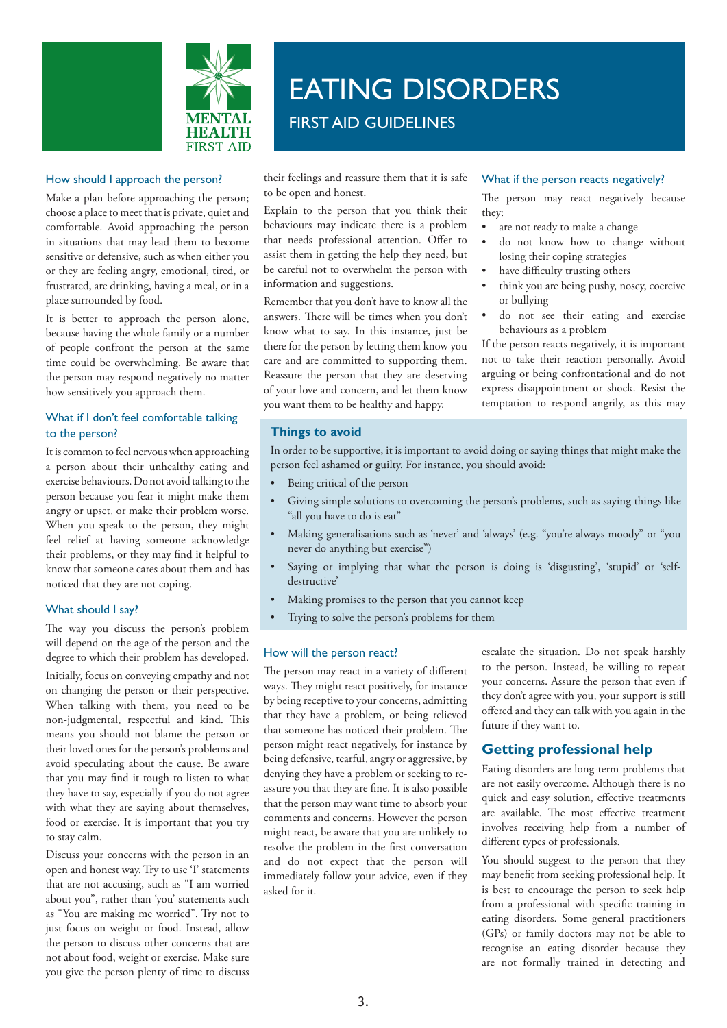# EATING DISORDERS

## FIRST AID GUIDELINES

### How should I approach the person?

Make a plan before approaching the person; choose a place to meet that is private, quiet and comfortable. Avoid approaching the person in situations that may lead them to become sensitive or defensive, such as when either you or they are feeling angry, emotional, tired, or frustrated, are drinking, having a meal, or in a place surrounded by food.

It is better to approach the person alone, because having the whole family or a number of people confront the person at the same time could be overwhelming. Be aware that the person may respond negatively no matter how sensitively you approach them.

### What if I don't feel comfortable talking to the person?

It is common to feel nervous when approaching a person about their unhealthy eating and exercise behaviours. Do not avoid talking to the person because you fear it might make them angry or upset, or make their problem worse. When you speak to the person, they might feel relief at having someone acknowledge their problems, or they may find it helpful to know that someone cares about them and has noticed that they are not coping.

### What should I say?

The way you discuss the person's problem will depend on the age of the person and the degree to which their problem has developed.

Initially, focus on conveying empathy and not on changing the person or their perspective. When talking with them, you need to be non-judgmental, respectful and kind. This means you should not blame the person or their loved ones for the person's problems and avoid speculating about the cause. Be aware that you may find it tough to listen to what they have to say, especially if you do not agree with what they are saying about themselves, food or exercise. It is important that you try to stay calm.

Discuss your concerns with the person in an open and honest way. Try to use 'I' statements that are not accusing, such as "I am worried about you", rather than 'you' statements such as "You are making me worried". Try not to just focus on weight or food. Instead, allow the person to discuss other concerns that are not about food, weight or exercise. Make sure you give the person plenty of time to discuss their feelings and reassure them that it is safe to be open and honest.

Explain to the person that you think their behaviours may indicate there is a problem that needs professional attention. Offer to assist them in getting the help they need, but be careful not to overwhelm the person with information and suggestions.

Remember that you don't have to know all the answers. There will be times when you don't know what to say. In this instance, just be there for the person by letting them know you care and are committed to supporting them. Reassure the person that they are deserving of your love and concern, and let them know you want them to be healthy and happy.

### What if the person reacts negatively?

The person may react negatively because they:

- are not ready to make a change
- do not know how to change without losing their coping strategies
- have difficulty trusting others
- think you are being pushy, nosey, coercive or bullying
- do not see their eating and exercise behaviours as a problem

If the person reacts negatively, it is important not to take their reaction personally. Avoid arguing or being confrontational and do not express disappointment or shock. Resist the temptation to respond angrily, as this may escalate the situation. Do not speak harshly to the person. Instead, be willing to repeat your concerns. Assure the person that even if they don't agree with you, your support is still offered and they can talk with you again in the future if they want to.

### Things to avoid

In order to be supportive, it is important to avoid doing or saying things that might make the person feel ashamed or guilty. For instance, you should avoid:

- Being critical of the person
- Giving simple solutions to overcoming the person's problems, such as saying things like "all you have to do is eat"
- Making generalisations such as 'never' and 'always' (e.g. "you're always moody" or "you never do anything but exercise")
- Saying or implying that what the person is doing is 'disgusting', 'stupid' or 'self-destructive'
- Making promises to the person that you cannot keep
- Trying to solve the person's problems for them

### How will the person react?

The person may react in a variety of different ways. They might react positively, for instance by being receptive to your concerns, admitting that they have a problem, or being relieved that someone has noticed their problem. The person might react negatively, for instance by being defensive, tearful, angry or aggressive, by denying they have a problem or seeking to re-assure you that they are fine. It is also possible that the person may want time to absorb your comments and concerns. However the person might react, be aware that you are unlikely to resolve the problem in the first conversation and do not expect that the person will immediately follow your advice, even if they asked for it.

## Getting professional help

Eating disorders are long-term problems that are not easily overcome. Although there is no quick and easy solution, effective treatments are available. The most effective treatment involves receiving help from a number of different types of professionals.

You should suggest to the person that they may benefit from seeking professional help. It is best to encourage the person to seek help from a professional with specific training in eating disorders. Some general practitioners (GPs) or family doctors may not be able to recognise an eating disorder because they are not formally trained in detecting and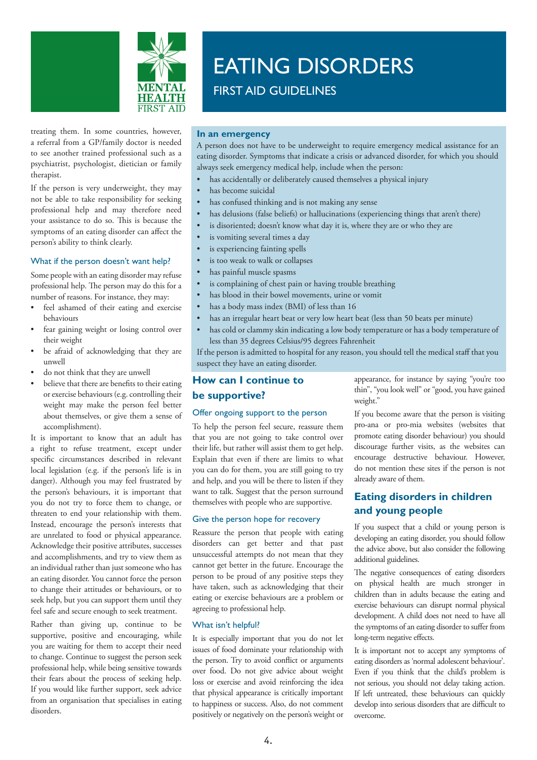# EATING DISORDERS

FIRST AID GUIDELINES

treating them. In some countries, however, a referral from a GP/family doctor is needed to see another trained professional such as a psychiatrist, psychologist, dietician or family therapist.

If the person is very underweight, they may not be able to take responsibility for seeking professional help and may therefore need your assistance to do so. This is because the symptoms of an eating disorder can affect the person's ability to think clearly.

### What if the person doesn't want help?

Some people with an eating disorder may refuse professional help. The person may do this for a number of reasons. For instance, they may:

- feel ashamed of their eating and exercise behaviours
- fear gaining weight or losing control over their weight
- be afraid of acknowledging that they are unwell
- do not think that they are unwell
- believe that there are benefits to their eating or exercise behaviours (e.g. controlling their weight may make the person feel better about themselves, or give them a sense of accomplishment).

It is important to know that an adult has a right to refuse treatment, except under specific circumstances described in relevant local legislation (e.g. if the person's life is in danger). Although you may feel frustrated by the person's behaviours, it is important that you do not try to force them to change, or threaten to end your relationship with them. Instead, encourage the person's interests that are unrelated to food or physical appearance. Acknowledge their positive attributes, successes and accomplishments, and try to view them as an individual rather than just someone who has an eating disorder. You cannot force the person to change their attitudes or behaviours, or to seek help, but you can support them until they feel safe and secure enough to seek treatment.

Rather than giving up, continue to be supportive, positive and encouraging, while you are waiting for them to accept their need to change. Continue to suggest the person seek professional help, while being sensitive towards their fears about the process of seeking help. If you would like further support, seek advice from an organisation that specialises in eating disorders.

### In an emergency

A person does not have to be underweight to require emergency medical assistance for an eating disorder. Symptoms that indicate a crisis or advanced disorder, for which you should always seek emergency medical help, include when the person:

- has accidentally or deliberately caused themselves a physical injury
- has become suicidal
- has confused thinking and is not making any sense
- has delusions (false beliefs) or hallucinations (experiencing things that aren't there)
- is disoriented; doesn't know what day it is, where they are or who they are
- is vomiting several times a day
- is experiencing fainting spells
- is too weak to walk or collapses
- has painful muscle spasms
- is complaining of chest pain or having trouble breathing
- has blood in their bowel movements, urine or vomit
- has a body mass index (BMI) of less than 16
- has an irregular heart beat or very low heart beat (less than 50 beats per minute)
- has cold or clammy skin indicating a low body temperature or has a body temperature of less than 35 degrees Celsius/95 degrees Fahrenheit

If the person is admitted to hospital for any reason, you should tell the medical staff that you suspect they have an eating disorder.

## How can I continue to be supportive?

### Offer ongoing support to the person

To help the person feel secure, reassure them that you are not going to take control over their life, but rather will assist them to get help. Explain that even if there are limits to what you can do for them, you are still going to try and help, and you will be there to listen if they want to talk. Suggest that the person surround themselves with people who are supportive.

### Give the person hope for recovery

Reassure the person that people with eating disorders can get better and that past unsuccessful attempts do not mean that they cannot get better in the future. Encourage the person to be proud of any positive steps they have taken, such as acknowledging that their eating or exercise behaviours are a problem or agreeing to professional help.

### What isn't helpful?

It is especially important that you do not let issues of food dominate your relationship with the person. Try to avoid conflict or arguments over food. Do not give advice about weight loss or exercise and avoid reinforcing the idea that physical appearance is critically important to happiness or success. Also, do not comment positively or negatively on the person's weight or appearance, for instance by saying "you're too thin", "you look well" or "good, you have gained weight."

If you become aware that the person is visiting pro-ana or pro-mia websites (websites that promote eating disorder behaviour) you should discourage further visits, as the websites can encourage destructive behaviour. However, do not mention these sites if the person is not already aware of them.

## Eating disorders in children and young people

If you suspect that a child or young person is developing an eating disorder, you should follow the advice above, but also consider the following additional guidelines.

The negative consequences of eating disorders on physical health are much stronger in children than in adults because the eating and exercise behaviours can disrupt normal physical development. A child does not need to have all the symptoms of an eating disorder to suffer from long-term negative effects.

It is important not to accept any symptoms of eating disorders as 'normal adolescent behaviour'. Even if you think that the child's problem is not serious, you should not delay taking action. If left untreated, these behaviours can quickly develop into serious disorders that are difficult to overcome.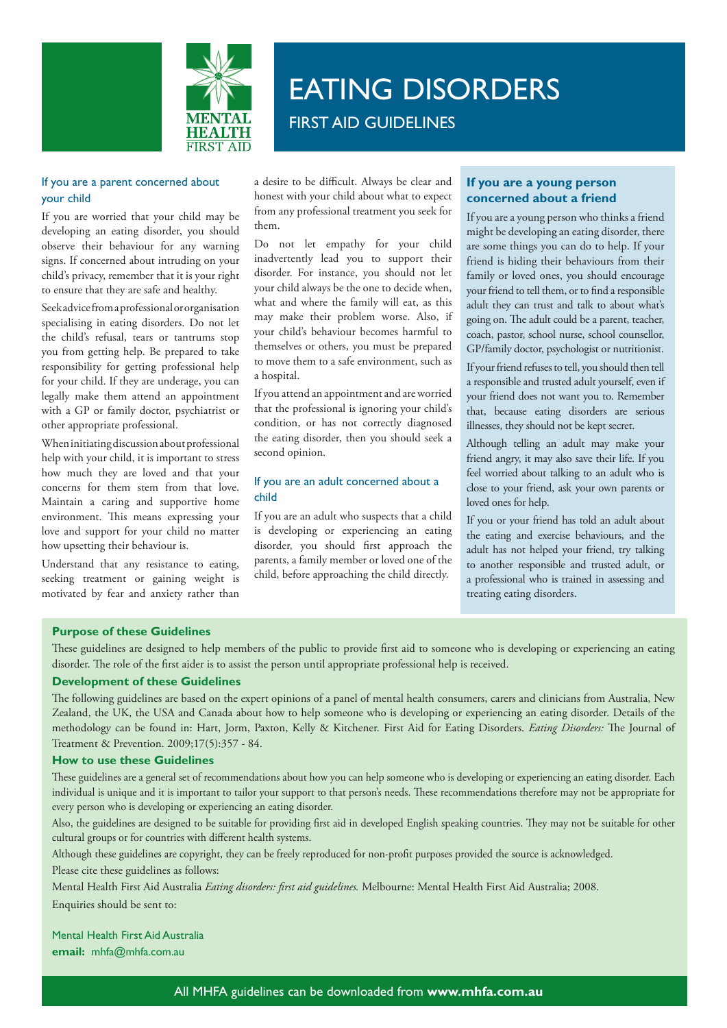# EATING DISORDERS

## FIRST AID GUIDELINES

### If you are a parent concerned about your child

If you are worried that your child may be developing an eating disorder, you should observe their behaviour for any warning signs. If concerned about intruding on your child's privacy, remember that it is your right to ensure that they are safe and healthy.

Seek advice from a professional or organisation specialising in eating disorders. Do not let the child's refusal, tears or tantrums stop you from getting help. Be prepared to take responsibility for getting professional help for your child. If they are underage, you can legally make them attend an appointment with a GP or family doctor, psychiatrist or other appropriate professional.

When initiating discussion about professional help with your child, it is important to stress how much they are loved and that your concerns for them stem from that love. Maintain a caring and supportive home environment. This means expressing your love and support for your child no matter how upsetting their behaviour is.

Understand that any resistance to eating, seeking treatment or gaining weight is motivated by fear and anxiety rather than a desire to be difficult. Always be clear and honest with your child about what to expect from any professional treatment you seek for them.

Do not let empathy for your child inadvertently lead you to support their disorder. For instance, you should not let your child always be the one to decide when, what and where the family will eat, as this may make their problem worse. Also, if your child's behaviour becomes harmful to themselves or others, you must be prepared to move them to a safe environment, such as a hospital.

If you attend an appointment and are worried that the professional is ignoring your child's condition, or has not correctly diagnosed the eating disorder, then you should seek a second opinion.

### If you are an adult concerned about a child

If you are an adult who suspects that a child is developing or experiencing an eating disorder, you should first approach the parents, a family member or loved one of the child, before approaching the child directly.

### If you are a young person concerned about a friend

If you are a young person who thinks a friend might be developing an eating disorder, there are some things you can do to help. If your friend is hiding their behaviours from their family or loved ones, you should encourage your friend to tell them, or to find a responsible adult they can trust and talk to about what's going on. The adult could be a parent, teacher, coach, pastor, school nurse, school counsellor, GP/family doctor, psychologist or nutritionist.

If your friend refuses to tell, you should then tell a responsible and trusted adult yourself, even if your friend does not want you to. Remember that, because eating disorders are serious illnesses, they should not be kept secret.

Although telling an adult may make your friend angry, it may also save their life. If you feel worried about talking to an adult who is close to your friend, ask your own parents or loved ones for help.

If you or your friend has told an adult about the eating and exercise behaviours, and the adult has not helped your friend, try talking to another responsible and trusted adult, or a professional who is trained in assessing and treating eating disorders.

### Purpose of these Guidelines

These guidelines are designed to help members of the public to provide first aid to someone who is developing or experiencing an eating disorder. The role of the first aider is to assist the person until appropriate professional help is received.

### Development of these Guidelines

The following guidelines are based on the expert opinions of a panel of mental health consumers, carers and clinicians from Australia, New Zealand, the UK, the USA and Canada about how to help someone who is developing or experiencing an eating disorder. Details of the methodology can be found in: Hart, Jorm, Paxton, Kelly & Kitchener. First Aid for Eating Disorders. *Eating Disorders:* The Journal of Treatment & Prevention. 2009;17(5):357 - 84.

### How to use these Guidelines

These guidelines are a general set of recommendations about how you can help someone who is developing or experiencing an eating disorder. Each individual is unique and it is important to tailor your support to that person's needs. These recommendations therefore may not be appropriate for every person who is developing or experiencing an eating disorder.

Also, the guidelines are designed to be suitable for providing first aid in developed English speaking countries. They may not be suitable for other cultural groups or for countries with different health systems.

Although these guidelines are copyright, they can be freely reproduced for non-profit purposes provided the source is acknowledged.

Please cite these guidelines as follows:

Mental Health First Aid Australia *Eating disorders: first aid guidelines.* Melbourne: Mental Health First Aid Australia; 2008.

Enquiries should be sent to:

Mental Health First Aid Australia
**email:** mhfa@mhfa.com.au

All MHFA guidelines can be downloaded from **www.mhfa.com.au**